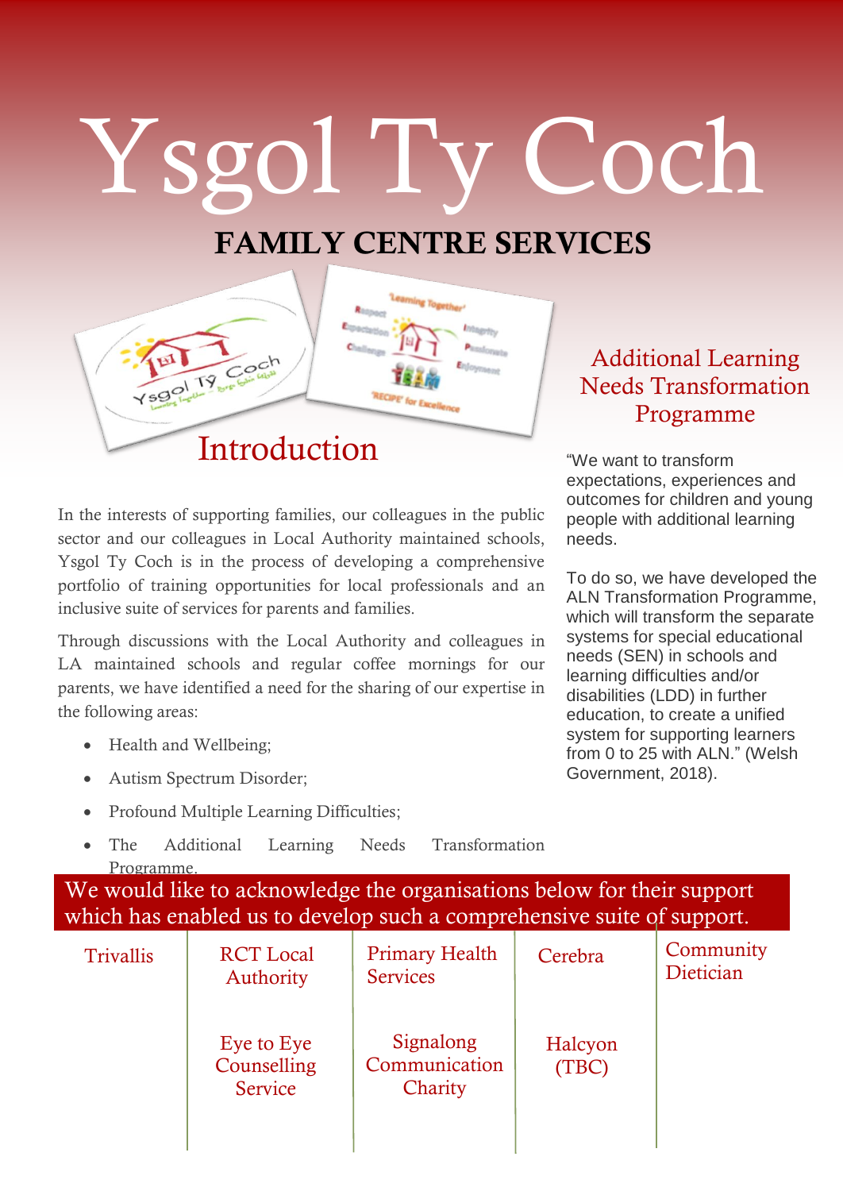# Ysgol Ty Coch

## FAMILY CENTRE SERVICES

## Introduction

In the interests of supporting families, our colleagues in the public sector and our colleagues in Local Authority maintained schools, Ysgol Ty Coch is in the process of developing a comprehensive portfolio of training opportunities for local professionals and an inclusive suite of services for parents and families.

Through discussions with the Local Authority and colleagues in LA maintained schools and regular coffee mornings for our parents, we have identified a need for the sharing of our expertise in the following areas:

- Health and Wellbeing;
- Autism Spectrum Disorder;
- Profound Multiple Learning Difficulties;
- The Additional Learning Needs Transformation Programme.

## Additional Learning Needs Transformation Programme

"We want to transform expectations, experiences and outcomes for children and young people with additional learning needs.

To do so, we have developed the ALN Transformation Programme, which will transform the separate systems for special educational needs (SEN) in schools and learning difficulties and/or disabilities (LDD) in further education, to create a unified system for supporting learners from 0 to 25 with ALN." (Welsh Government, 2018).

**We would like to acknowledge the organisations below for their support which has enabled us to develop such a comprehensive suite of support.**

| | | | | |
|---|---|---|---|---|
| Trivallis | RCT Local Authority | Primary Health Services | Cerebra | Community Dietician |
| | Eye to Eye Counselling Service | Signalong Communication Charity | Halcyon (TBC) | |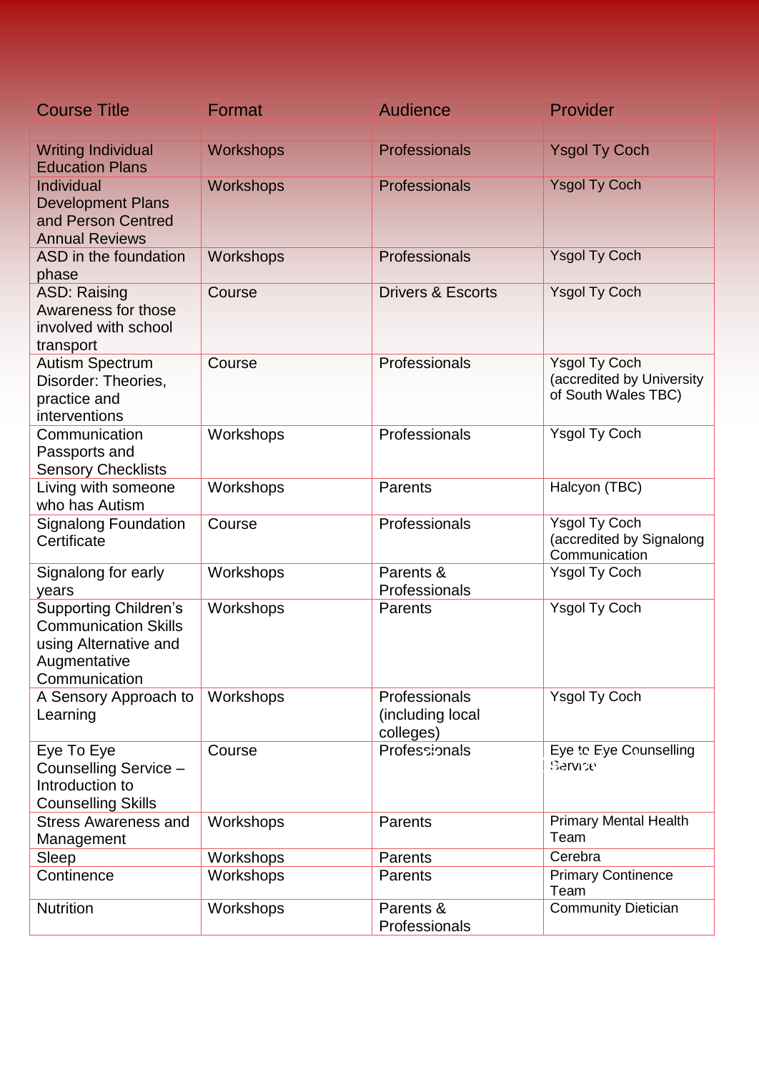| Course Title | Format | Audience | Provider |
|---|---|---|---|
| | | | |
| Writing Individual Education Plans | Workshops | Professionals | Ysgol Ty Coch |
| Individual Development Plans and Person Centred Annual Reviews | Workshops | Professionals | Ysgol Ty Coch |
| ASD in the foundation phase | Workshops | Professionals | Ysgol Ty Coch |
| ASD: Raising Awareness for those involved with school transport | Course | Drivers & Escorts | Ysgol Ty Coch |
| Autism Spectrum Disorder: Theories, practice and interventions | Course | Professionals | Ysgol Ty Coch (accredited by University of South Wales TBC) |
| Communication Passports and Sensory Checklists | Workshops | Professionals | Ysgol Ty Coch |
| Living with someone who has Autism | Workshops | Parents | Halcyon (TBC) |
| Signalong Foundation Certificate | Course | Professionals | Ysgol Ty Coch (accredited by Signalong Communication |
| Signalong for early years | Workshops | Parents & Professionals | Ysgol Ty Coch |
| Supporting Children's Communication Skills using Alternative and Augmentative Communication | Workshops | Parents | Ysgol Ty Coch |
| A Sensory Approach to Learning | Workshops | Professionals (including local colleges) | Ysgol Ty Coch |
| Eye To Eye Counselling Service – Introduction to Counselling Skills | Course | Professionals | Eye to Eye Counselling Service |
| Stress Awareness and Management | Workshops | Parents | Primary Mental Health Team |
| Sleep | Workshops | Parents | Cerebra |
| Continence | Workshops | Parents | Primary Continence Team |
| Nutrition | Workshops | Parents & Professionals | Community Dietician |